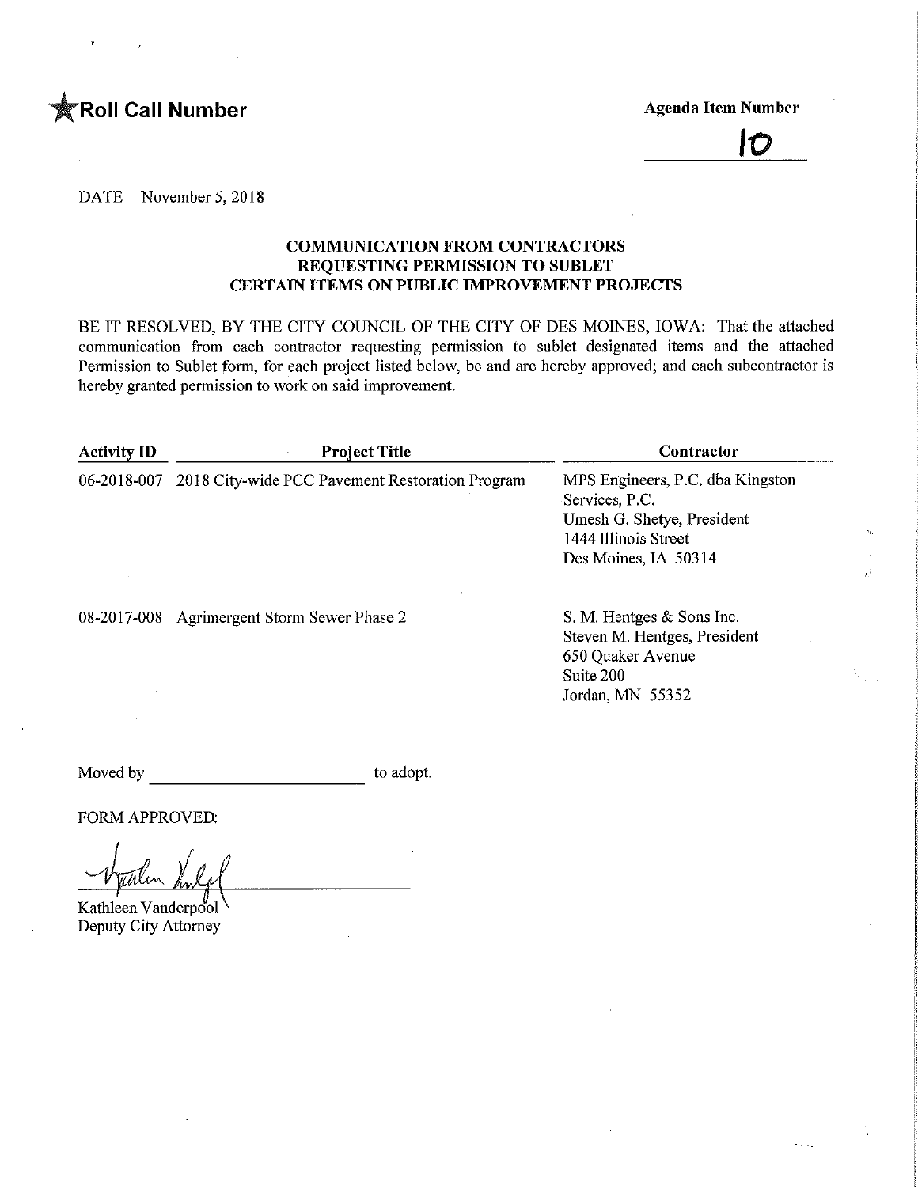**Roll Call Number**

**Agenda Item Number**

10

DATE November 5, 2018

### COMMUNICATION FROM CONTRACTORS REQUESTING PERMISSION TO SUBLET CERTAIN ITEMS ON PUBLIC IMPROVEMENT PROJECTS

BE IT RESOLVED, BY THE CITY COUNCIL OF THE CITY OF DES MOINES, IOWA: That the attached communication from each contractor requesting permission to sublet designated items and the attached Permission to Sublet form, for each project listed below, be and are hereby approved; and each subcontractor is hereby granted permission to work on said improvement.

| Activity ID | Project Title | Contractor |
|---|---|---|
| 06-2018-007 | 2018 City-wide PCC Pavement Restoration Program | MPS Engineers, P.C. dba Kingston Services, P.C.<br>Umesh G. Shetye, President<br>1444 Illinois Street<br>Des Moines, IA 50314 |
| 08-2017-008 | Agrimergent Storm Sewer Phase 2 | S. M. Hentges & Sons Inc.<br>Steven M. Hentges, President<br>650 Quaker Avenue<br>Suite 200<br>Jordan, MN 55352 |

Moved by ______________________ to adopt.

FORM APPROVED:

Kathleen Vanderpool
Deputy City Attorney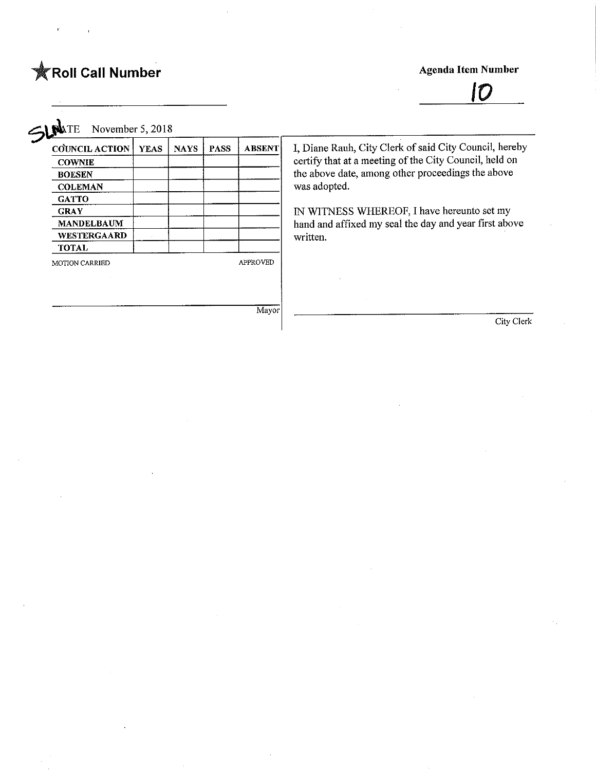★ **Roll Call Number**

**Agenda Item Number**

10

SLN DATE November 5, 2018

| COUNCIL ACTION | YEAS | NAYS | PASS | ABSENT |
|---|---|---|---|---|
| COWNIE | | | | |
| BOESEN | | | | |
| COLEMAN | | | | |
| GATTO | | | | |
| GRAY | | | | |
| MANDELBAUM | | | | |
| WESTERGAARD | | | | |
| TOTAL | | | | |

MOTION CARRIED APPROVED

Mayor

I, Diane Rauh, City Clerk of said City Council, hereby certify that at a meeting of the City Council, held on the above date, among other proceedings the above was adopted.

IN WITNESS WHEREOF, I have hereunto set my hand and affixed my seal the day and year first above written.

City Clerk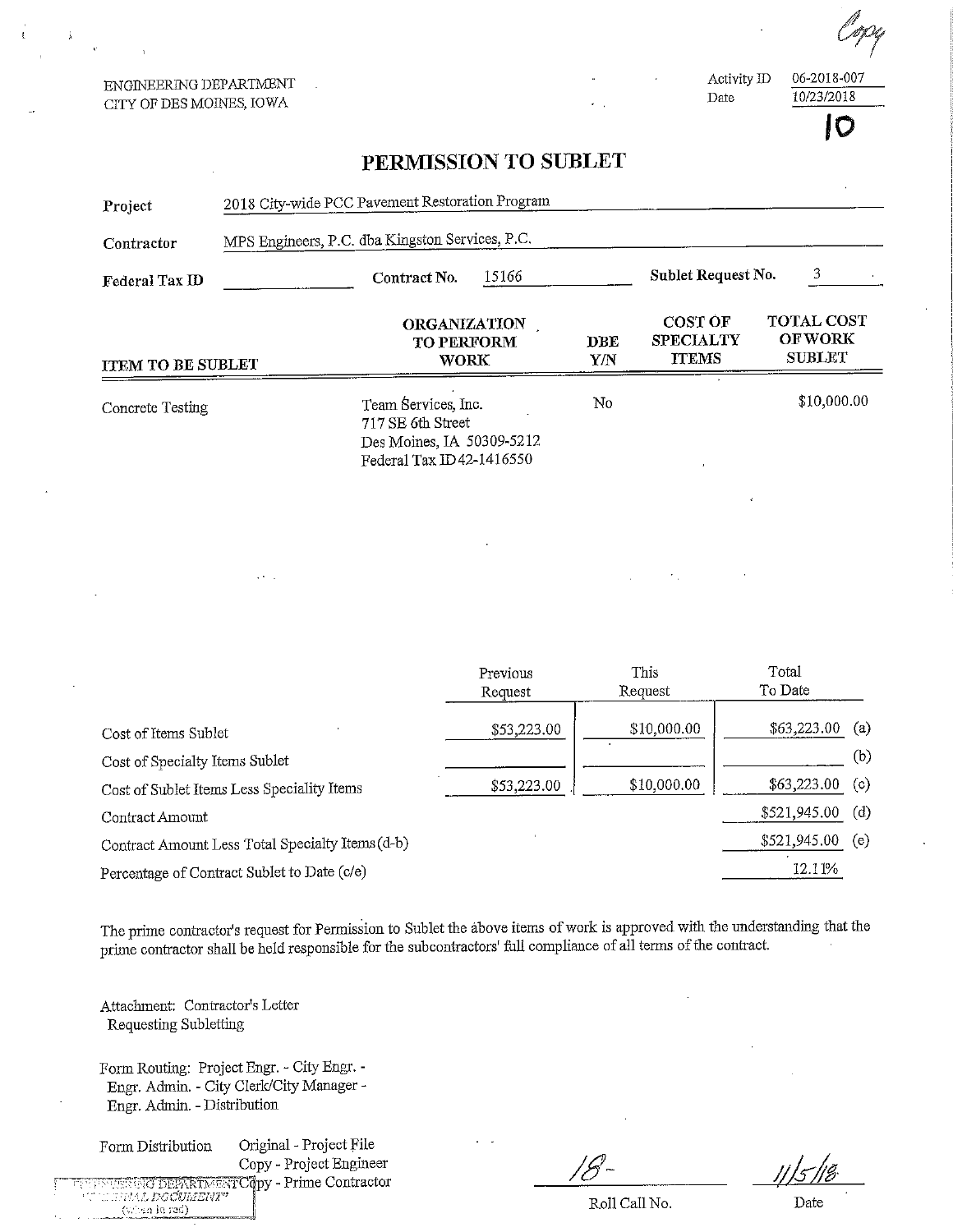Copy

ENGINEERING DEPARTMENT
CITY OF DES MOINES, IOWA

Activity ID 06-2018-007
Date 10/23/2018

10

# PERMISSION TO SUBLET

**Project** 2018 City-wide PCC Pavement Restoration Program

**Contractor** MPS Engineers, P.C. dba Kingston Services, P.C.

**Federal Tax ID** ______ **Contract No.** 15166 **Sublet Request No.** 3

| ITEM TO BE SUBLET | ORGANIZATION TO PERFORM WORK | DBE Y/N | COST OF SPECIALTY ITEMS | TOTAL COST OF WORK SUBLET |
|---|---|---|---|---|
| Concrete Testing | Team Services, Inc.<br>717 SE 6th Street<br>Des Moines, IA 50309-5212<br>Federal Tax ID 42-1416550 | No | | $10,000.00 |

| | Previous Request | This Request | Total To Date | |
|---|---|---|---|---|
| Cost of Items Sublet | $53,223.00 | $10,000.00 | $63,223.00 | (a) |
| Cost of Specialty Items Sublet | | | | (b) |
| Cost of Sublet Items Less Speciality Items | $53,223.00 | $10,000.00 | $63,223.00 | (c) |
| Contract Amount | | | $521,945.00 | (d) |
| Contract Amount Less Total Specialty Items (d-b) | | | $521,945.00 | (e) |
| Percentage of Contract Sublet to Date (c/e) | | | 12.11% | |

The prime contractor's request for Permission to Sublet the above items of work is approved with the understanding that the prime contractor shall be held responsible for the subcontractors' full compliance of all terms of the contract.

Attachment: Contractor's Letter Requesting Subletting

Form Routing: Project Engr. - City Engr. - Engr. Admin. - City Clerk/City Manager - Engr. Admin. - Distribution

Form Distribution
Original - Project File
Copy - Project Engineer
Copy - Prime Contractor

18- ______ Roll Call No.

11/5/18 Date

ENGINEERING DEPARTMENT "ORIGINAL DOCUMENT" (when in red)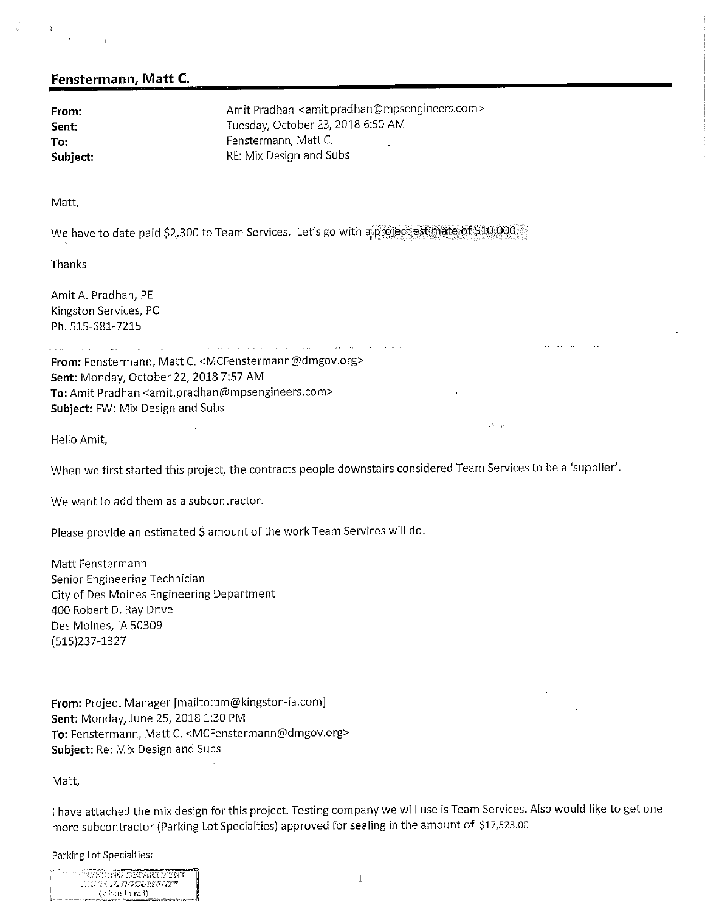## Fenstermann, Matt C.

**From:** Amit Pradhan <amit.pradhan@mpsengineers.com>
**Sent:** Tuesday, October 23, 2018 6:50 AM
**To:** Fenstermann, Matt C.
**Subject:** RE: Mix Design and Subs

Matt,

We have to date paid $2,300 to Team Services. Let's go with a project estimate of $10,000.

Thanks

Amit A. Pradhan, PE
Kingston Services, PC
Ph. 515-681-7215

---

**From:** Fenstermann, Matt C. <MCFenstermann@dmgov.org>
**Sent:** Monday, October 22, 2018 7:57 AM
**To:** Amit Pradhan <amit.pradhan@mpsengineers.com>
**Subject:** FW: Mix Design and Subs

Hello Amit,

When we first started this project, the contracts people downstairs considered Team Services to be a 'supplier'.

We want to add them as a subcontractor.

Please provide an estimated $ amount of the work Team Services will do.

Matt Fenstermann
Senior Engineering Technician
City of Des Moines Engineering Department
400 Robert D. Ray Drive
Des Moines, IA 50309
(515)237-1327

**From:** Project Manager [mailto:pm@kingston-ia.com]
**Sent:** Monday, June 25, 2018 1:30 PM
**To:** Fenstermann, Matt C. <MCFenstermann@dmgov.org>
**Subject:** Re: Mix Design and Subs

Matt,

I have attached the mix design for this project. Testing company we will use is Team Services. Also would like to get one more subcontractor (Parking Lot Specialties) approved for sealing in the amount of $17,523.00

Parking Lot Specialties: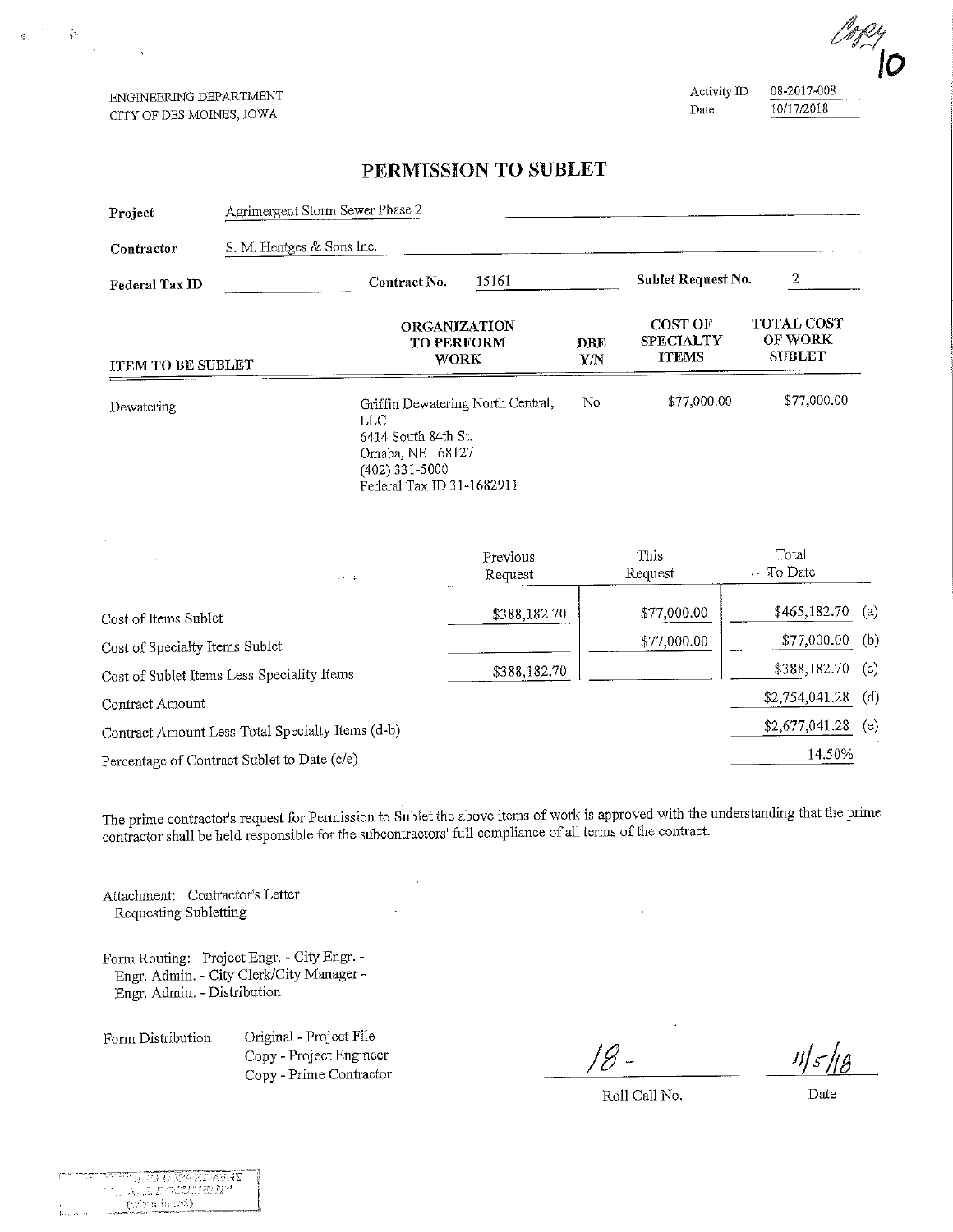Copy
10

ENGINEERING DEPARTMENT
CITY OF DES MOINES, IOWA

Activity ID 08-2017-008
Date 10/17/2018

# PERMISSION TO SUBLET

**Project** Agrimergent Storm Sewer Phase 2

**Contractor** S. M. Hentges & Sons Inc.

**Federal Tax ID** ______ **Contract No.** 15161 **Sublet Request No.** 2

| ITEM TO BE SUBLET | ORGANIZATION TO PERFORM WORK | DBE Y/N | COST OF SPECIALTY ITEMS | TOTAL COST OF WORK SUBLET |
|---|---|---|---|---|
| Dewatering | Griffin Dewatering North Central, LLC<br>6414 South 84th St.<br>Omaha, NE 68127<br>(402) 331-5000<br>Federal Tax ID 31-1682911 | No | $77,000.00 | $77,000.00 |

| | Previous Request | This Request | Total To Date | |
|---|---|---|---|---|
| Cost of Items Sublet | $388,182.70 | $77,000.00 | $465,182.70 | (a) |
| Cost of Specialty Items Sublet | | $77,000.00 | $77,000.00 | (b) |
| Cost of Sublet Items Less Speciality Items | $388,182.70 | | $388,182.70 | (c) |
| Contract Amount | | | $2,754,041.28 | (d) |
| Contract Amount Less Total Specialty Items (d-b) | | | $2,677,041.28 | (e) |
| Percentage of Contract Sublet to Date (c/e) | | | 14.50% | |

The prime contractor's request for Permission to Sublet the above items of work is approved with the understanding that the prime contractor shall be held responsible for the subcontractors' full compliance of all terms of the contract.

Attachment: Contractor's Letter
Requesting Subletting

Form Routing: Project Engr. - City Engr. -
Engr. Admin. - City Clerk/City Manager -
Engr. Admin. - Distribution

Form Distribution
Original - Project File
Copy - Project Engineer
Copy - Prime Contractor

18 - 11/5/18

Roll Call No. Date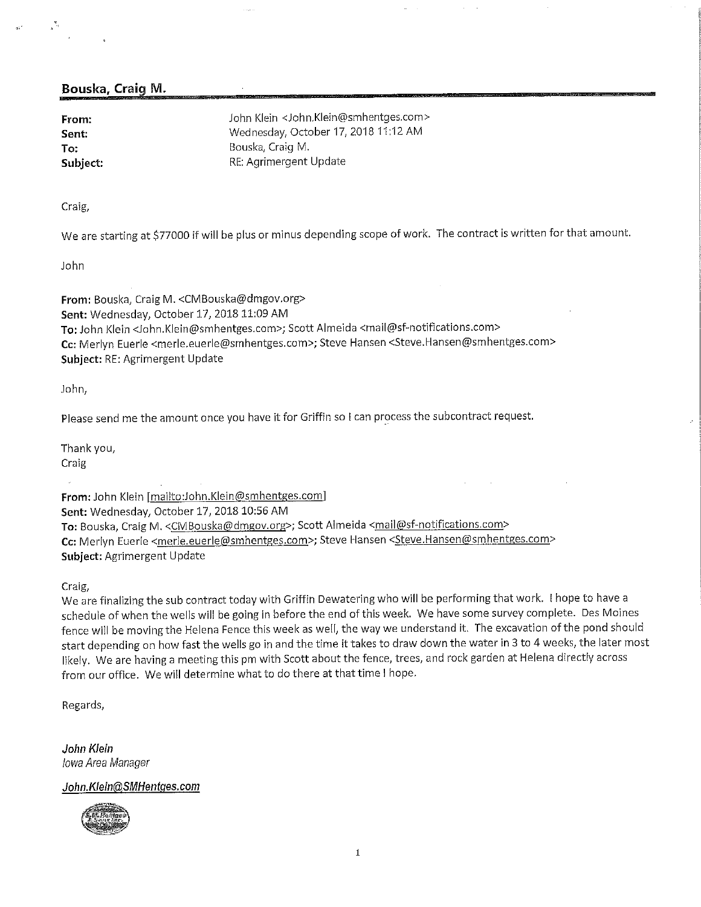**Bouska, Craig M.**

| | |
|---|---|
| **From:** | John Klein <John.Klein@smhentges.com> |
| **Sent:** | Wednesday, October 17, 2018 11:12 AM |
| **To:** | Bouska, Craig M. |
| **Subject:** | RE: Agrimergent Update |

Craig,

We are starting at $77000 if will be plus or minus depending scope of work. The contract is written for that amount.

John

**From:** Bouska, Craig M. <CMBouska@dmgov.org>
**Sent:** Wednesday, October 17, 2018 11:09 AM
**To:** John Klein <John.Klein@smhentges.com>; Scott Almeida <mail@sf-notifications.com>
**Cc:** Merlyn Euerle <merle.euerle@smhentges.com>; Steve Hansen <Steve.Hansen@smhentges.com>
**Subject:** RE: Agrimergent Update

John,

Please send me the amount once you have it for Griffin so I can process the subcontract request.

Thank you,
Craig

**From:** John Klein [mailto:John.Klein@smhentges.com]
**Sent:** Wednesday, October 17, 2018 10:56 AM
**To:** Bouska, Craig M. <CMBouska@dmgov.org>; Scott Almeida <mail@sf-notifications.com>
**Cc:** Merlyn Euerle <merle.euerle@smhentges.com>; Steve Hansen <Steve.Hansen@smhentges.com>
**Subject:** Agrimergent Update

Craig,
We are finalizing the sub contract today with Griffin Dewatering who will be performing that work. I hope to have a schedule of when the wells will be going in before the end of this week. We have some survey complete. Des Moines fence will be moving the Helena Fence this week as well, the way we understand it. The excavation of the pond should start depending on how fast the wells go in and the time it takes to draw down the water in 3 to 4 weeks, the later most likely. We are having a meeting this pm with Scott about the fence, trees, and rock garden at Helena directly across from our office. We will determine what to do there at that time I hope.

Regards,

***John Klein***
*Iowa Area Manager*

***John.Klein@SMHentges.com***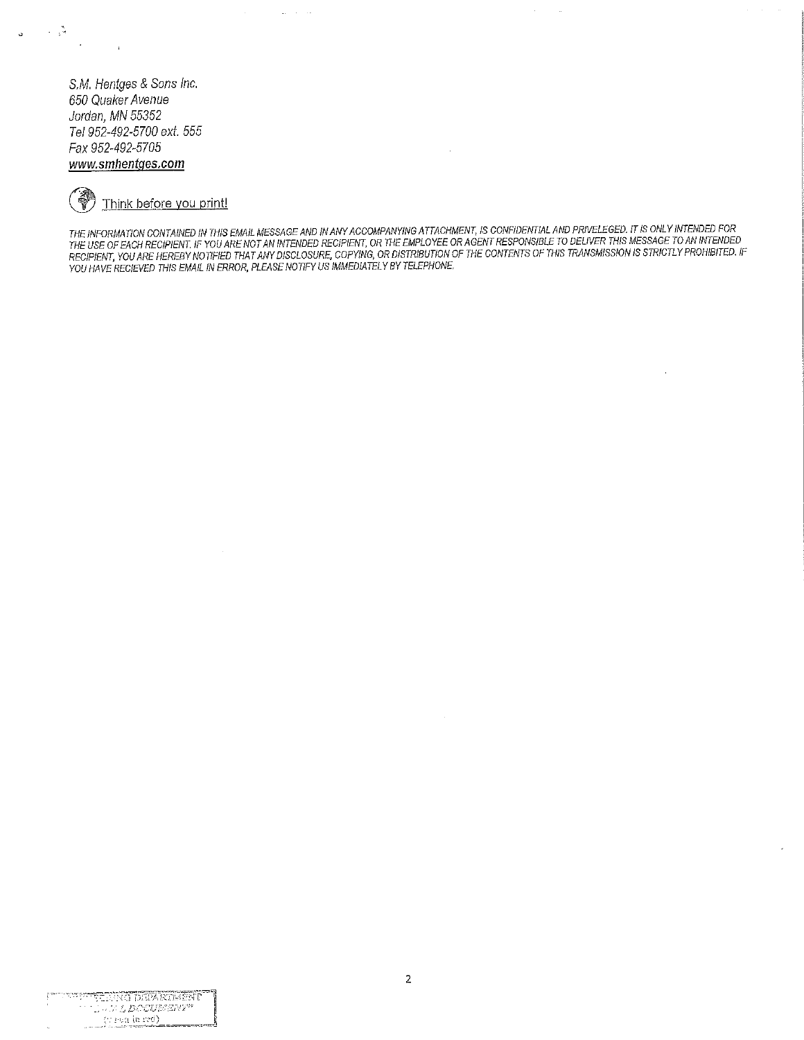*S.M. Hentges & Sons Inc.*
*650 Quaker Avenue*
*Jordan, MN 55352*
*Tel 952-492-5700 ext. 555*
*Fax 952-492-5705*
***www.smhentges.com***

Think before you print!

*THE INFORMATION CONTAINED IN THIS EMAIL MESSAGE AND IN ANY ACCOMPANYING ATTACHMENT, IS CONFIDENTIAL AND PRIVELEGED. IT IS ONLY INTENDED FOR THE USE OF EACH RECIPIENT. IF YOU ARE NOT AN INTENDED RECIPIENT, OR THE EMPLOYEE OR AGENT RESPONSIBLE TO DELIVER THIS MESSAGE TO AN INTENDED RECIPIENT, YOU ARE HEREBY NOTIFIED THAT ANY DISCLOSURE, COPYING, OR DISTRIBUTION OF THE CONTENTS OF THIS TRANSMISSION IS STRICTLY PROHIBITED. IF YOU HAVE RECIEVED THIS EMAIL IN ERROR, PLEASE NOTIFY US IMMEDIATELY BY TELEPHONE.*